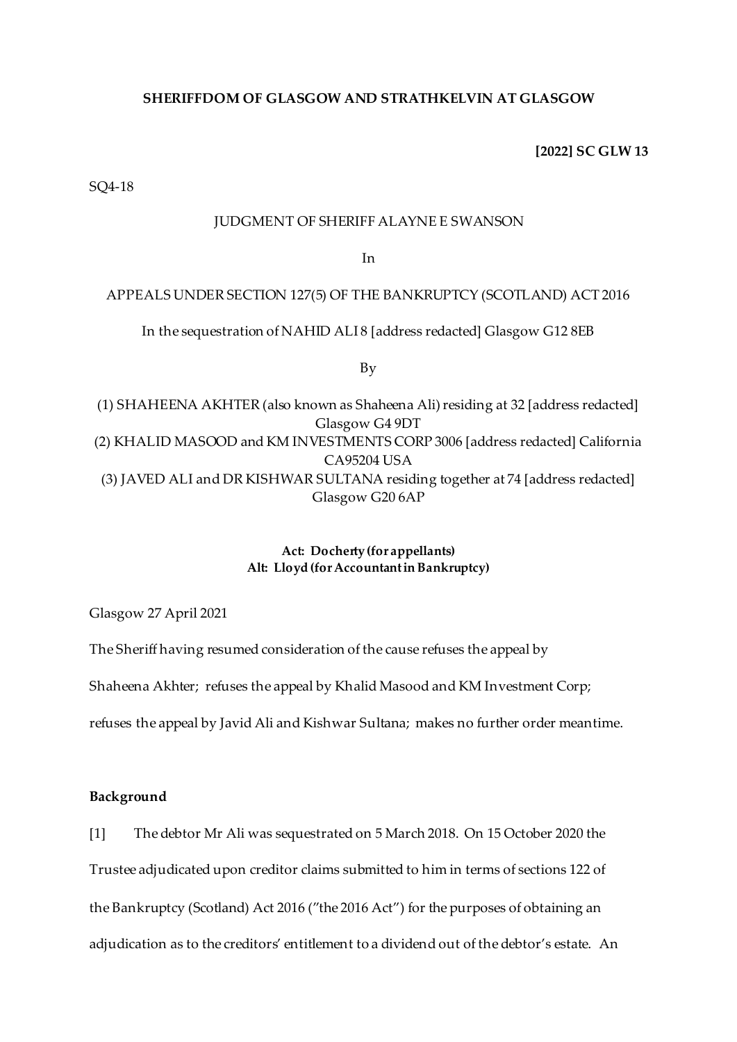**SHERIFFDOM OF GLASGOW AND STRATHKELVIN AT GLASGOW**

**[2022] SC GLW 13**

SQ4-18

JUDGMENT OF SHERIFF ALAYNE E SWANSON

In

APPEALS UNDER SECTION 127(5) OF THE BANKRUPTCY (SCOTLAND) ACT 2016

In the sequestration of NAHID ALI 8 [address redacted] Glasgow G12 8EB

By

(1) SHAHEENA AKHTER (also known as Shaheena Ali) residing at 32 [address redacted] Glasgow G4 9DT
(2) KHALID MASOOD and KM INVESTMENTS CORP 3006 [address redacted] California CA95204 USA
(3) JAVED ALI and DR KISHWAR SULTANA residing together at 74 [address redacted] Glasgow G20 6AP

**Act: Docherty (for appellants)**
**Alt: Lloyd (for Accountant in Bankruptcy)**

Glasgow 27 April 2021

The Sheriff having resumed consideration of the cause refuses the appeal by Shaheena Akhter; refuses the appeal by Khalid Masood and KM Investment Corp; refuses the appeal by Javid Ali and Kishwar Sultana; makes no further order meantime.

**Background**

[1] The debtor Mr Ali was sequestrated on 5 March 2018. On 15 October 2020 the Trustee adjudicated upon creditor claims submitted to him in terms of sections 122 of the Bankruptcy (Scotland) Act 2016 ("the 2016 Act") for the purposes of obtaining an adjudication as to the creditors' entitlement to a dividend out of the debtor's estate. An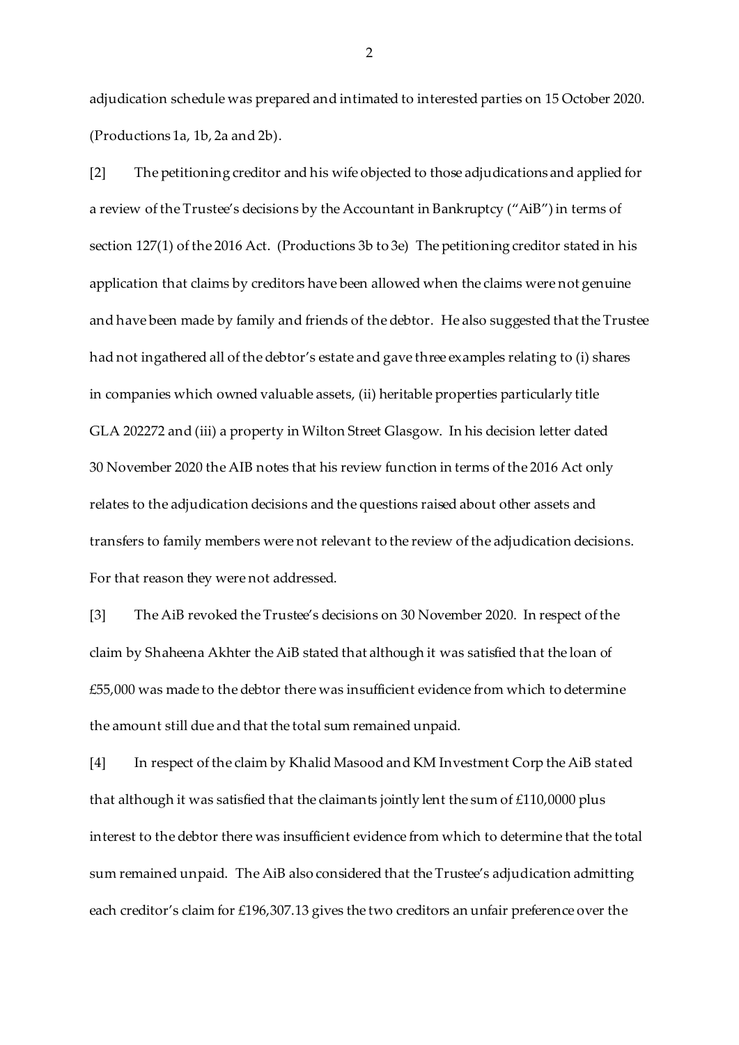adjudication schedule was prepared and intimated to interested parties on 15 October 2020. (Productions 1a, 1b, 2a and 2b).

[2] The petitioning creditor and his wife objected to those adjudications and applied for a review of the Trustee's decisions by the Accountant in Bankruptcy ("AiB") in terms of section 127(1) of the 2016 Act. (Productions 3b to 3e) The petitioning creditor stated in his application that claims by creditors have been allowed when the claims were not genuine and have been made by family and friends of the debtor. He also suggested that the Trustee had not ingathered all of the debtor's estate and gave three examples relating to (i) shares in companies which owned valuable assets, (ii) heritable properties particularly title GLA 202272 and (iii) a property in Wilton Street Glasgow. In his decision letter dated 30 November 2020 the AIB notes that his review function in terms of the 2016 Act only relates to the adjudication decisions and the questions raised about other assets and transfers to family members were not relevant to the review of the adjudication decisions. For that reason they were not addressed.

[3] The AiB revoked the Trustee's decisions on 30 November 2020. In respect of the claim by Shaheena Akhter the AiB stated that although it was satisfied that the loan of £55,000 was made to the debtor there was insufficient evidence from which to determine the amount still due and that the total sum remained unpaid.

[4] In respect of the claim by Khalid Masood and KM Investment Corp the AiB stated that although it was satisfied that the claimants jointly lent the sum of £110,0000 plus interest to the debtor there was insufficient evidence from which to determine that the total sum remained unpaid. The AiB also considered that the Trustee's adjudication admitting each creditor's claim for £196,307.13 gives the two creditors an unfair preference over the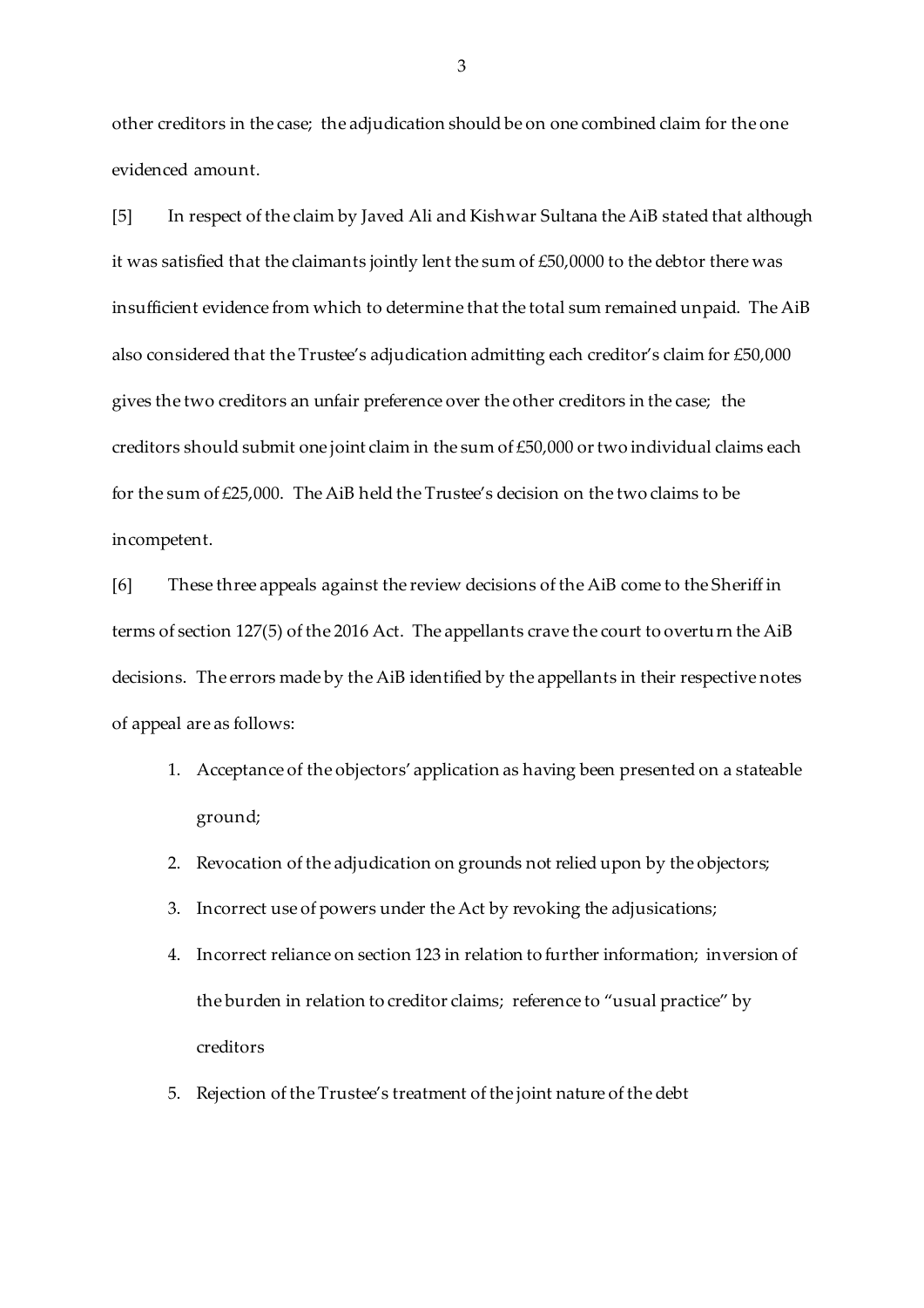other creditors in the case; the adjudication should be on one combined claim for the one evidenced amount.

[5] In respect of the claim by Javed Ali and Kishwar Sultana the AiB stated that although it was satisfied that the claimants jointly lent the sum of £50,0000 to the debtor there was insufficient evidence from which to determine that the total sum remained unpaid. The AiB also considered that the Trustee's adjudication admitting each creditor's claim for £50,000 gives the two creditors an unfair preference over the other creditors in the case; the creditors should submit one joint claim in the sum of £50,000 or two individual claims each for the sum of £25,000. The AiB held the Trustee's decision on the two claims to be incompetent.

[6] These three appeals against the review decisions of the AiB come to the Sheriff in terms of section 127(5) of the 2016 Act. The appellants crave the court to overturn the AiB decisions. The errors made by the AiB identified by the appellants in their respective notes of appeal are as follows:

1. Acceptance of the objectors' application as having been presented on a stateable ground;
2. Revocation of the adjudication on grounds not relied upon by the objectors;
3. Incorrect use of powers under the Act by revoking the adjusications;
4. Incorrect reliance on section 123 in relation to further information; inversion of the burden in relation to creditor claims; reference to "usual practice" by creditors
5. Rejection of the Trustee's treatment of the joint nature of the debt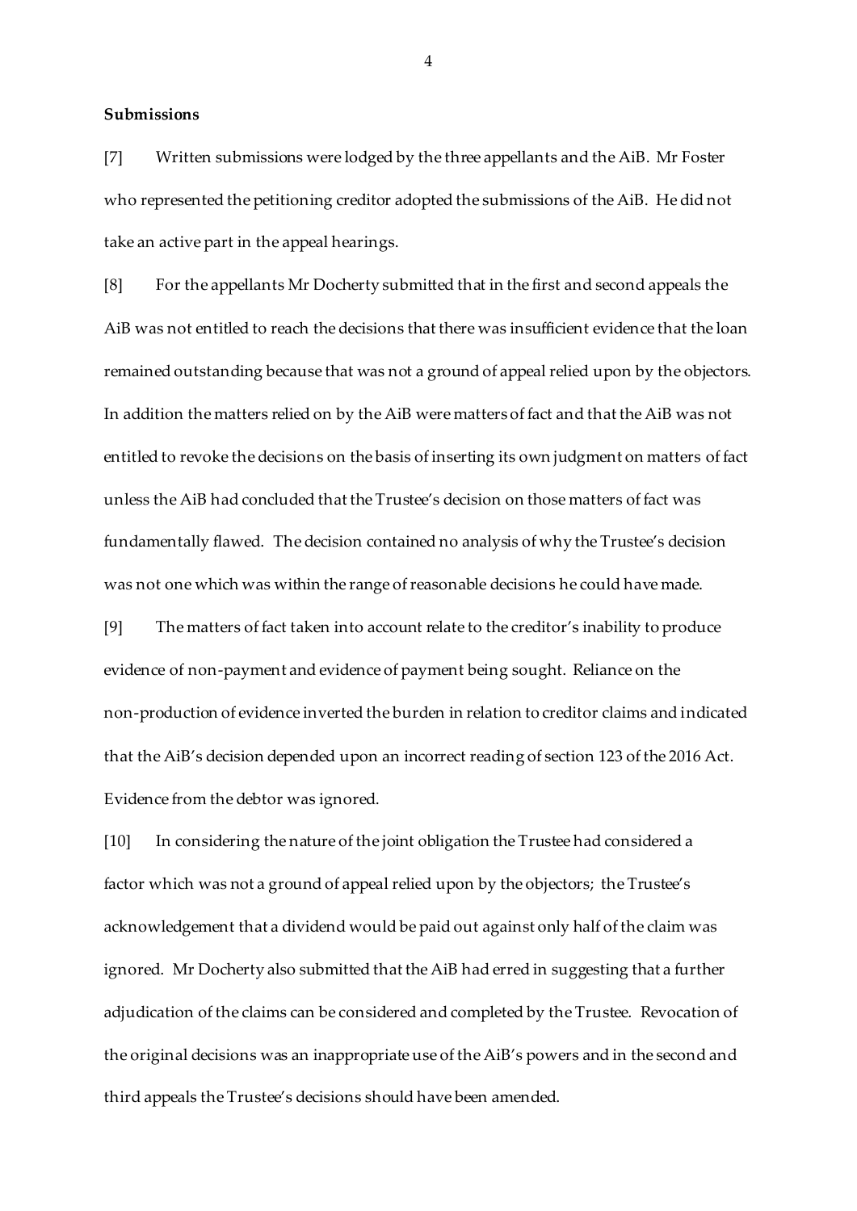**Submissions**

[7] Written submissions were lodged by the three appellants and the AiB. Mr Foster who represented the petitioning creditor adopted the submissions of the AiB. He did not take an active part in the appeal hearings.

[8] For the appellants Mr Docherty submitted that in the first and second appeals the AiB was not entitled to reach the decisions that there was insufficient evidence that the loan remained outstanding because that was not a ground of appeal relied upon by the objectors. In addition the matters relied on by the AiB were matters of fact and that the AiB was not entitled to revoke the decisions on the basis of inserting its own judgment on matters of fact unless the AiB had concluded that the Trustee's decision on those matters of fact was fundamentally flawed. The decision contained no analysis of why the Trustee's decision was not one which was within the range of reasonable decisions he could have made.

[9] The matters of fact taken into account relate to the creditor's inability to produce evidence of non-payment and evidence of payment being sought. Reliance on the non-production of evidence inverted the burden in relation to creditor claims and indicated that the AiB's decision depended upon an incorrect reading of section 123 of the 2016 Act. Evidence from the debtor was ignored.

[10] In considering the nature of the joint obligation the Trustee had considered a factor which was not a ground of appeal relied upon by the objectors; the Trustee's acknowledgement that a dividend would be paid out against only half of the claim was ignored. Mr Docherty also submitted that the AiB had erred in suggesting that a further adjudication of the claims can be considered and completed by the Trustee. Revocation of the original decisions was an inappropriate use of the AiB's powers and in the second and third appeals the Trustee's decisions should have been amended.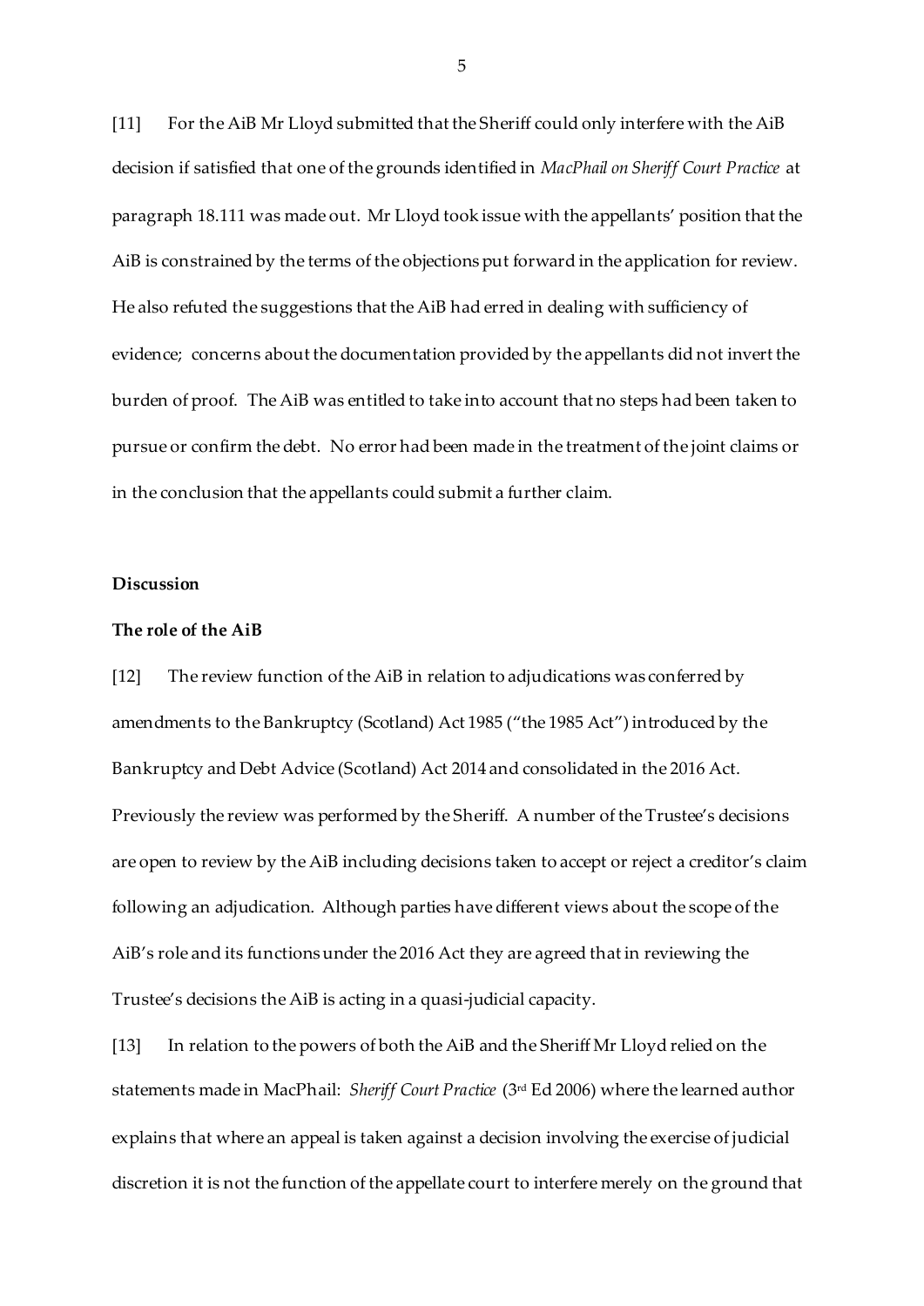[11] For the AiB Mr Lloyd submitted that the Sheriff could only interfere with the AiB decision if satisfied that one of the grounds identified in *MacPhail on Sheriff Court Practice* at paragraph 18.111 was made out. Mr Lloyd took issue with the appellants' position that the AiB is constrained by the terms of the objections put forward in the application for review. He also refuted the suggestions that the AiB had erred in dealing with sufficiency of evidence; concerns about the documentation provided by the appellants did not invert the burden of proof. The AiB was entitled to take into account that no steps had been taken to pursue or confirm the debt. No error had been made in the treatment of the joint claims or in the conclusion that the appellants could submit a further claim.

## Discussion

### The role of the AiB

[12] The review function of the AiB in relation to adjudications was conferred by amendments to the Bankruptcy (Scotland) Act 1985 ("the 1985 Act") introduced by the Bankruptcy and Debt Advice (Scotland) Act 2014 and consolidated in the 2016 Act. Previously the review was performed by the Sheriff. A number of the Trustee's decisions are open to review by the AiB including decisions taken to accept or reject a creditor's claim following an adjudication. Although parties have different views about the scope of the AiB's role and its functions under the 2016 Act they are agreed that in reviewing the Trustee's decisions the AiB is acting in a quasi-judicial capacity.

[13] In relation to the powers of both the AiB and the Sheriff Mr Lloyd relied on the statements made in MacPhail: *Sheriff Court Practice* (3rd Ed 2006) where the learned author explains that where an appeal is taken against a decision involving the exercise of judicial discretion it is not the function of the appellate court to interfere merely on the ground that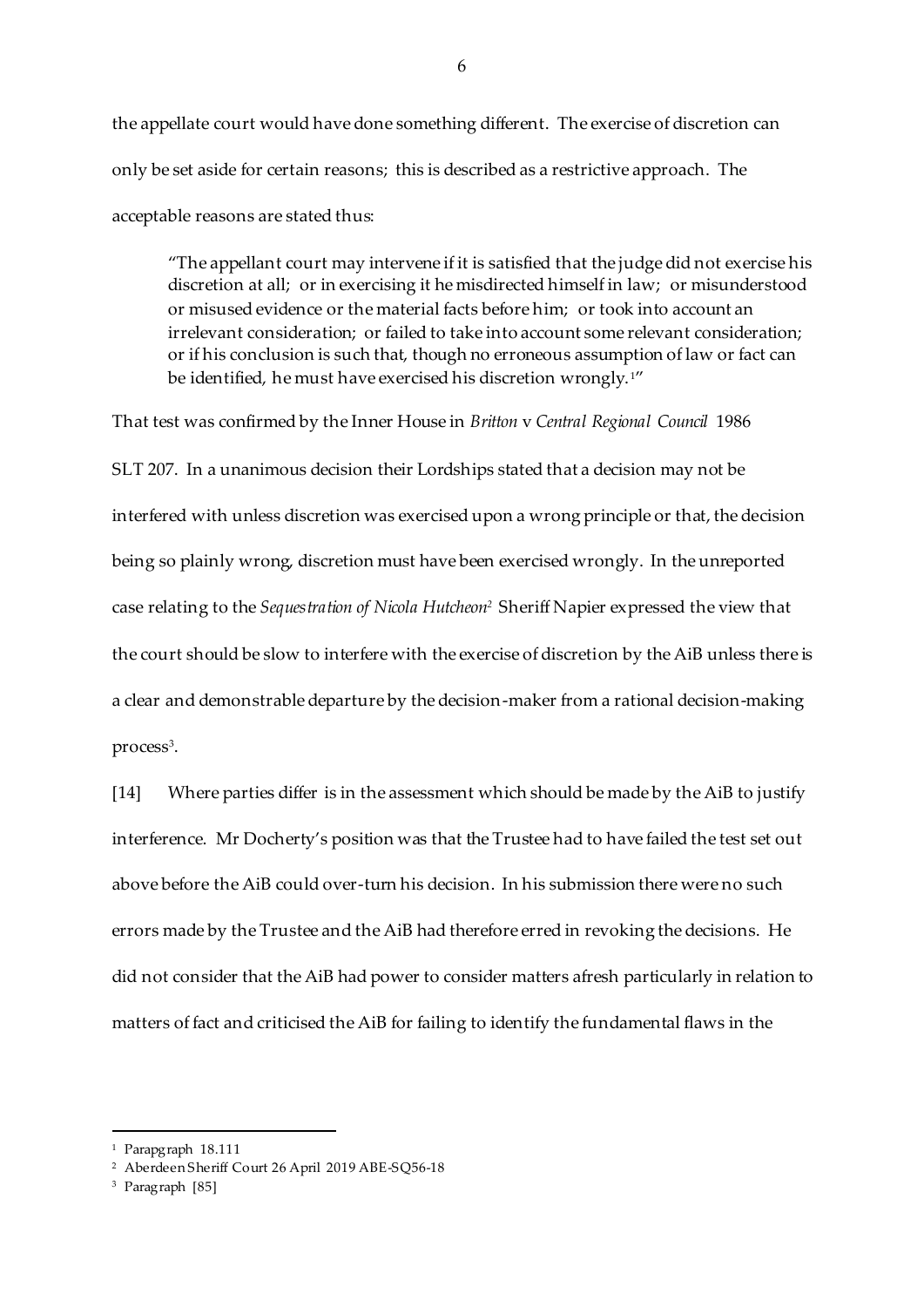the appellate court would have done something different. The exercise of discretion can only be set aside for certain reasons; this is described as a restrictive approach. The acceptable reasons are stated thus:

> "The appellant court may intervene if it is satisfied that the judge did not exercise his discretion at all; or in exercising it he misdirected himself in law; or misunderstood or misused evidence or the material facts before him; or took into account an irrelevant consideration; or failed to take into account some relevant consideration; or if his conclusion is such that, though no erroneous assumption of law or fact can be identified, he must have exercised his discretion wrongly.[1]"

That test was confirmed by the Inner House in *Britton* v *Central Regional Council* 1986 SLT 207. In a unanimous decision their Lordships stated that a decision may not be interfered with unless discretion was exercised upon a wrong principle or that, the decision being so plainly wrong, discretion must have been exercised wrongly. In the unreported case relating to the *Sequestration of Nicola Hutcheon*[2] Sheriff Napier expressed the view that the court should be slow to interfere with the exercise of discretion by the AiB unless there is a clear and demonstrable departure by the decision-maker from a rational decision-making process[3].

[14] Where parties differ is in the assessment which should be made by the AiB to justify interference. Mr Docherty's position was that the Trustee had to have failed the test set out above before the AiB could over-turn his decision. In his submission there were no such errors made by the Trustee and the AiB had therefore erred in revoking the decisions. He did not consider that the AiB had power to consider matters afresh particularly in relation to matters of fact and criticised the AiB for failing to identify the fundamental flaws in the

---

[1] Parapgraph 18.111

[2] Aberdeen Sheriff Court 26 April 2019 ABE-SQ56-18

[3] Paragraph [85]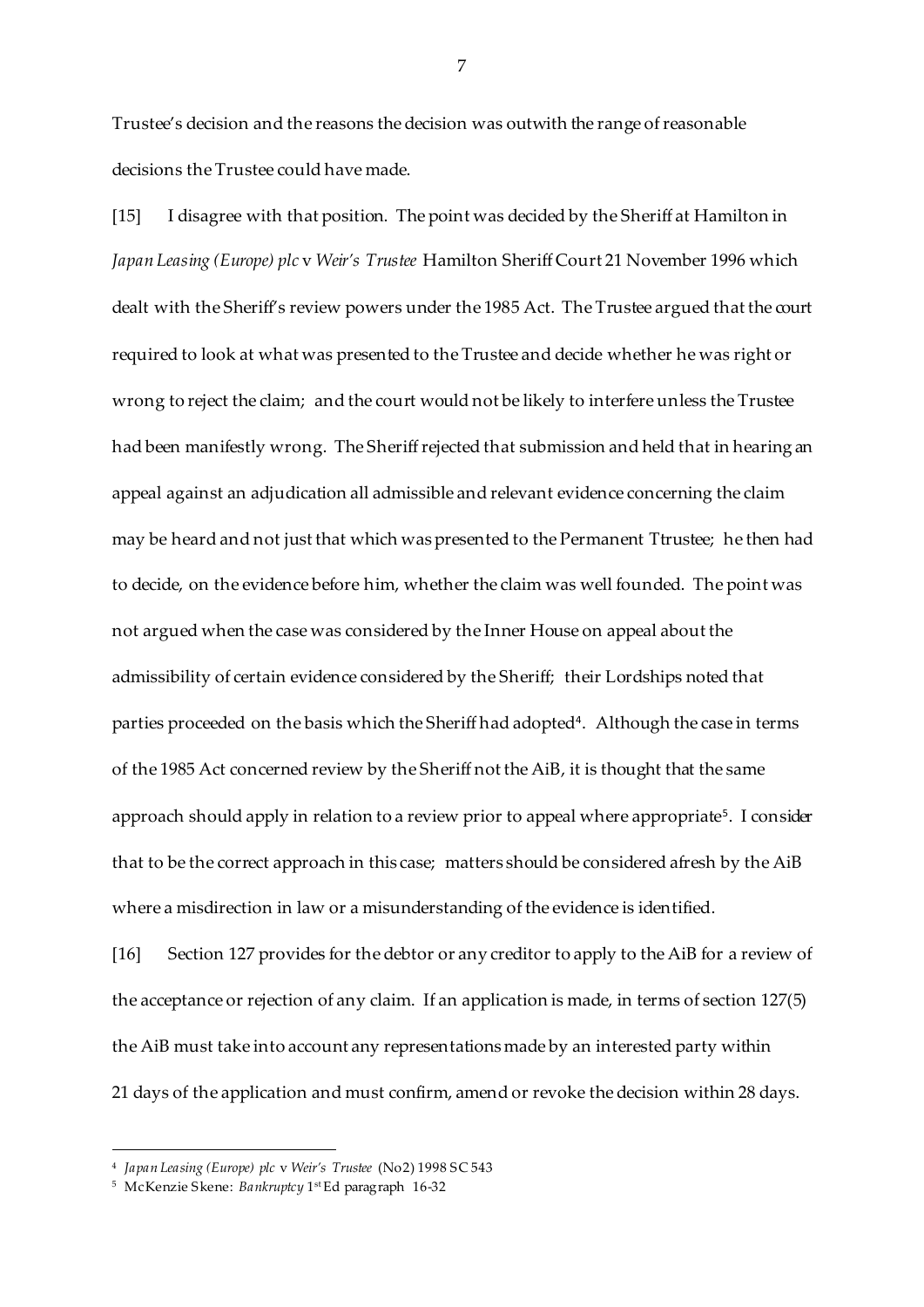Trustee's decision and the reasons the decision was outwith the range of reasonable decisions the Trustee could have made.

[15] I disagree with that position. The point was decided by the Sheriff at Hamilton in *Japan Leasing (Europe) plc* v *Weir's Trustee* Hamilton Sheriff Court 21 November 1996 which dealt with the Sheriff's review powers under the 1985 Act. The Trustee argued that the court required to look at what was presented to the Trustee and decide whether he was right or wrong to reject the claim; and the court would not be likely to interfere unless the Trustee had been manifestly wrong. The Sheriff rejected that submission and held that in hearing an appeal against an adjudication all admissible and relevant evidence concerning the claim may be heard and not just that which was presented to the Permanent Ttrustee; he then had to decide, on the evidence before him, whether the claim was well founded. The point was not argued when the case was considered by the Inner House on appeal about the admissibility of certain evidence considered by the Sheriff; their Lordships noted that parties proceeded on the basis which the Sheriff had adopted[4]. Although the case in terms of the 1985 Act concerned review by the Sheriff not the AiB, it is thought that the same approach should apply in relation to a review prior to appeal where appropriate[5]. I consider that to be the correct approach in this case; matters should be considered afresh by the AiB where a misdirection in law or a misunderstanding of the evidence is identified.

[16] Section 127 provides for the debtor or any creditor to apply to the AiB for a review of the acceptance or rejection of any claim. If an application is made, in terms of section 127(5) the AiB must take into account any representations made by an interested party within 21 days of the application and must confirm, amend or revoke the decision within 28 days.

---

[4] *Japan Leasing (Europe) plc* v *Weir's Trustee* (No2) 1998 SC 543

[5] McKenzie Skene: *Bankruptcy* 1st Ed paragraph 16-32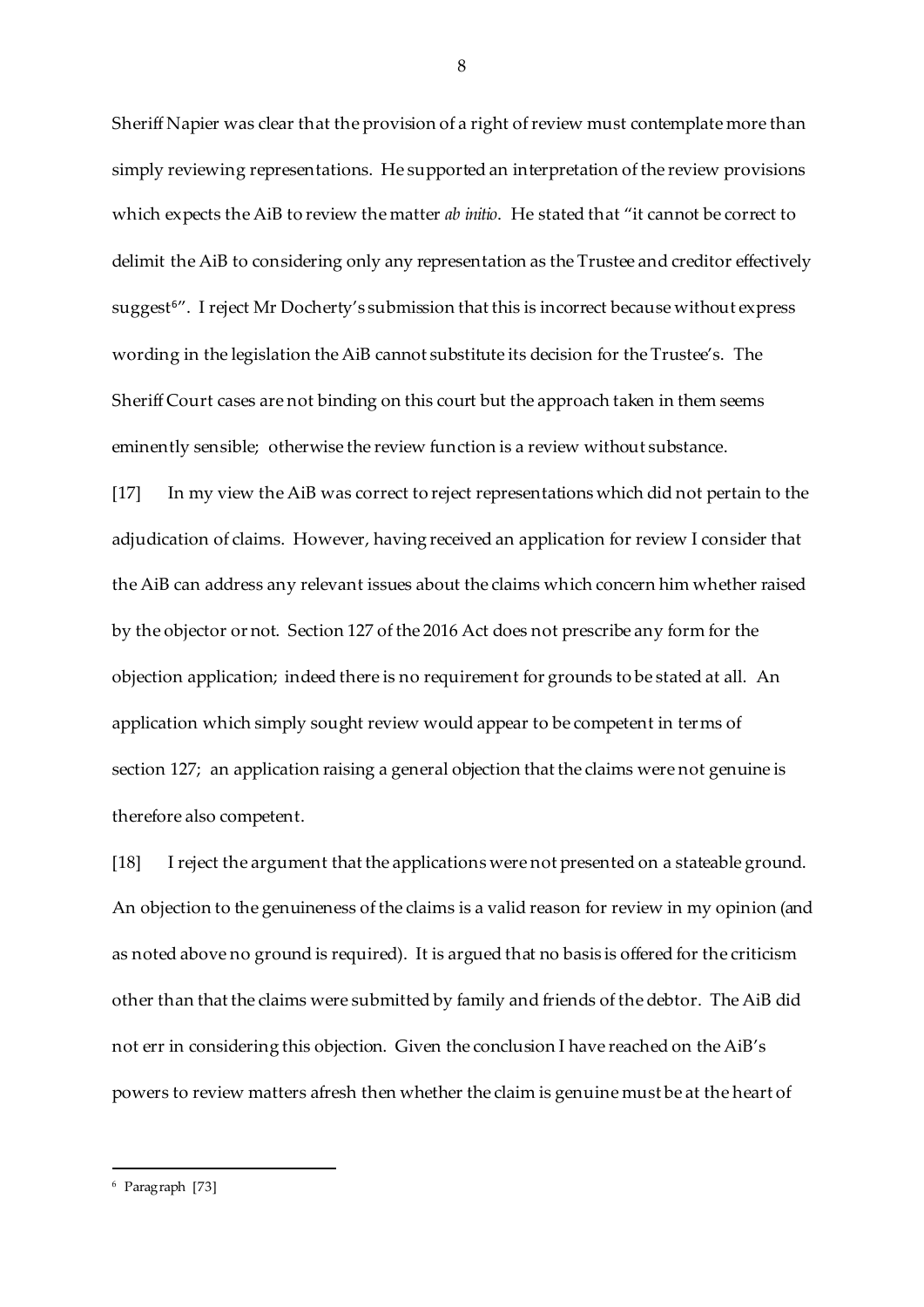Sheriff Napier was clear that the provision of a right of review must contemplate more than simply reviewing representations. He supported an interpretation of the review provisions which expects the AiB to review the matter *ab initio*. He stated that "it cannot be correct to delimit the AiB to considering only any representation as the Trustee and creditor effectively suggest[6]". I reject Mr Docherty's submission that this is incorrect because without express wording in the legislation the AiB cannot substitute its decision for the Trustee's. The Sheriff Court cases are not binding on this court but the approach taken in them seems eminently sensible; otherwise the review function is a review without substance.

[17] In my view the AiB was correct to reject representations which did not pertain to the adjudication of claims. However, having received an application for review I consider that the AiB can address any relevant issues about the claims which concern him whether raised by the objector or not. Section 127 of the 2016 Act does not prescribe any form for the objection application; indeed there is no requirement for grounds to be stated at all. An application which simply sought review would appear to be competent in terms of section 127; an application raising a general objection that the claims were not genuine is therefore also competent.

[18] I reject the argument that the applications were not presented on a stateable ground. An objection to the genuineness of the claims is a valid reason for review in my opinion (and as noted above no ground is required). It is argued that no basis is offered for the criticism other than that the claims were submitted by family and friends of the debtor. The AiB did not err in considering this objection. Given the conclusion I have reached on the AiB's powers to review matters afresh then whether the claim is genuine must be at the heart of

[6] Paragraph [73]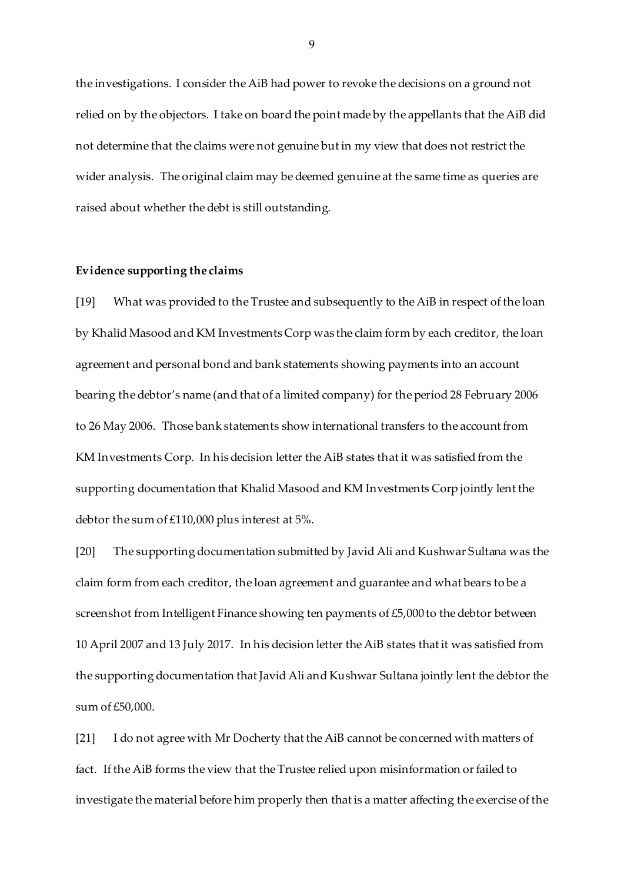the investigations. I consider the AiB had power to revoke the decisions on a ground not relied on by the objectors. I take on board the point made by the appellants that the AiB did not determine that the claims were not genuine but in my view that does not restrict the wider analysis. The original claim may be deemed genuine at the same time as queries are raised about whether the debt is still outstanding.

**Evidence supporting the claims**

[19] What was provided to the Trustee and subsequently to the AiB in respect of the loan by Khalid Masood and KM Investments Corp was the claim form by each creditor, the loan agreement and personal bond and bank statements showing payments into an account bearing the debtor's name (and that of a limited company) for the period 28 February 2006 to 26 May 2006. Those bank statements show international transfers to the account from KM Investments Corp. In his decision letter the AiB states that it was satisfied from the supporting documentation that Khalid Masood and KM Investments Corp jointly lent the debtor the sum of £110,000 plus interest at 5%.

[20] The supporting documentation submitted by Javid Ali and Kushwar Sultana was the claim form from each creditor, the loan agreement and guarantee and what bears to be a screenshot from Intelligent Finance showing ten payments of £5,000 to the debtor between 10 April 2007 and 13 July 2017. In his decision letter the AiB states that it was satisfied from the supporting documentation that Javid Ali and Kushwar Sultana jointly lent the debtor the sum of £50,000.

[21] I do not agree with Mr Docherty that the AiB cannot be concerned with matters of fact. If the AiB forms the view that the Trustee relied upon misinformation or failed to investigate the material before him properly then that is a matter affecting the exercise of the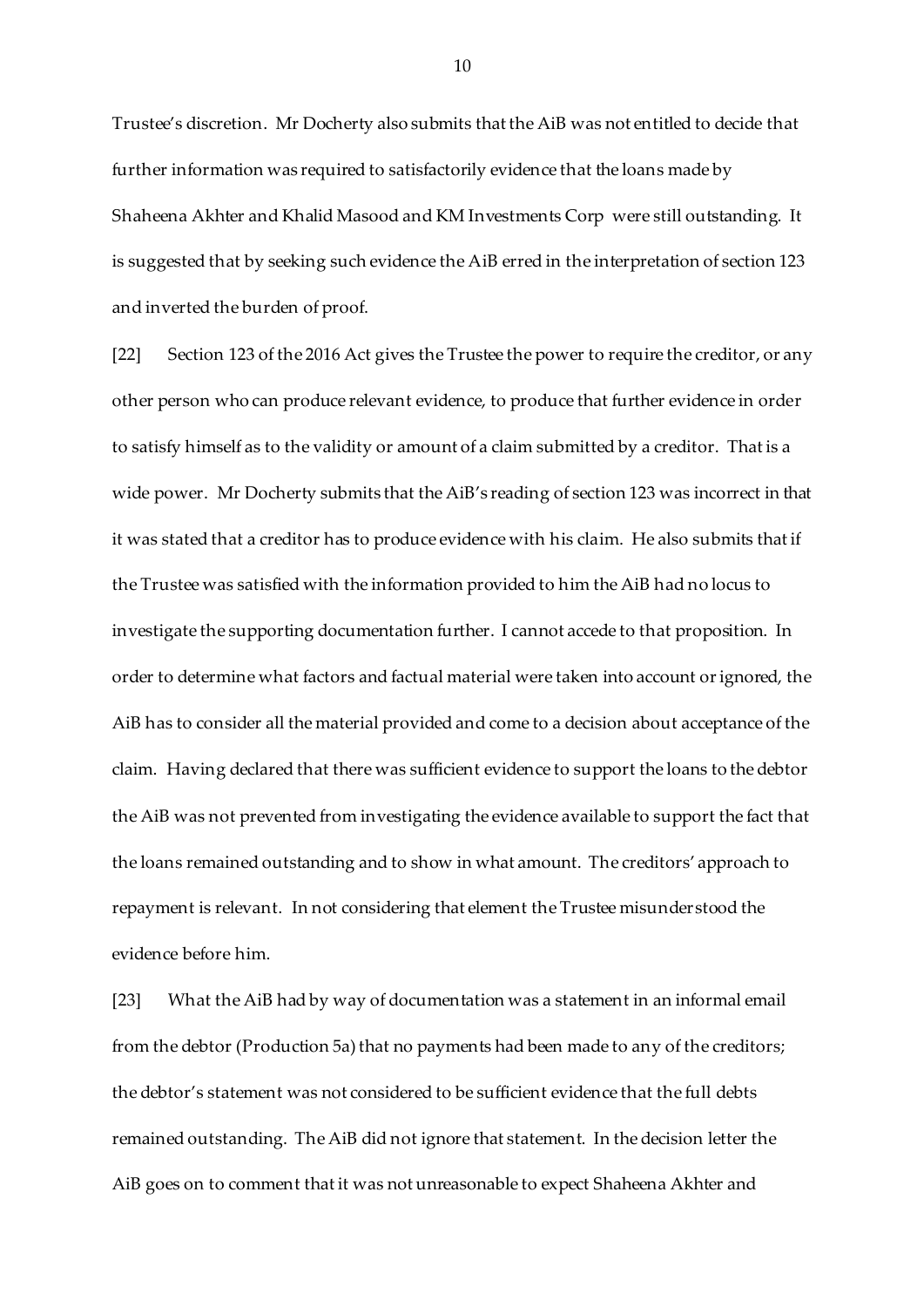Trustee's discretion. Mr Docherty also submits that the AiB was not entitled to decide that further information was required to satisfactorily evidence that the loans made by Shaheena Akhter and Khalid Masood and KM Investments Corp were still outstanding. It is suggested that by seeking such evidence the AiB erred in the interpretation of section 123 and inverted the burden of proof.

[22] Section 123 of the 2016 Act gives the Trustee the power to require the creditor, or any other person who can produce relevant evidence, to produce that further evidence in order to satisfy himself as to the validity or amount of a claim submitted by a creditor. That is a wide power. Mr Docherty submits that the AiB's reading of section 123 was incorrect in that it was stated that a creditor has to produce evidence with his claim. He also submits that if the Trustee was satisfied with the information provided to him the AiB had no locus to investigate the supporting documentation further. I cannot accede to that proposition. In order to determine what factors and factual material were taken into account or ignored, the AiB has to consider all the material provided and come to a decision about acceptance of the claim. Having declared that there was sufficient evidence to support the loans to the debtor the AiB was not prevented from investigating the evidence available to support the fact that the loans remained outstanding and to show in what amount. The creditors' approach to repayment is relevant. In not considering that element the Trustee misunderstood the evidence before him.

[23] What the AiB had by way of documentation was a statement in an informal email from the debtor (Production 5a) that no payments had been made to any of the creditors; the debtor's statement was not considered to be sufficient evidence that the full debts remained outstanding. The AiB did not ignore that statement. In the decision letter the AiB goes on to comment that it was not unreasonable to expect Shaheena Akhter and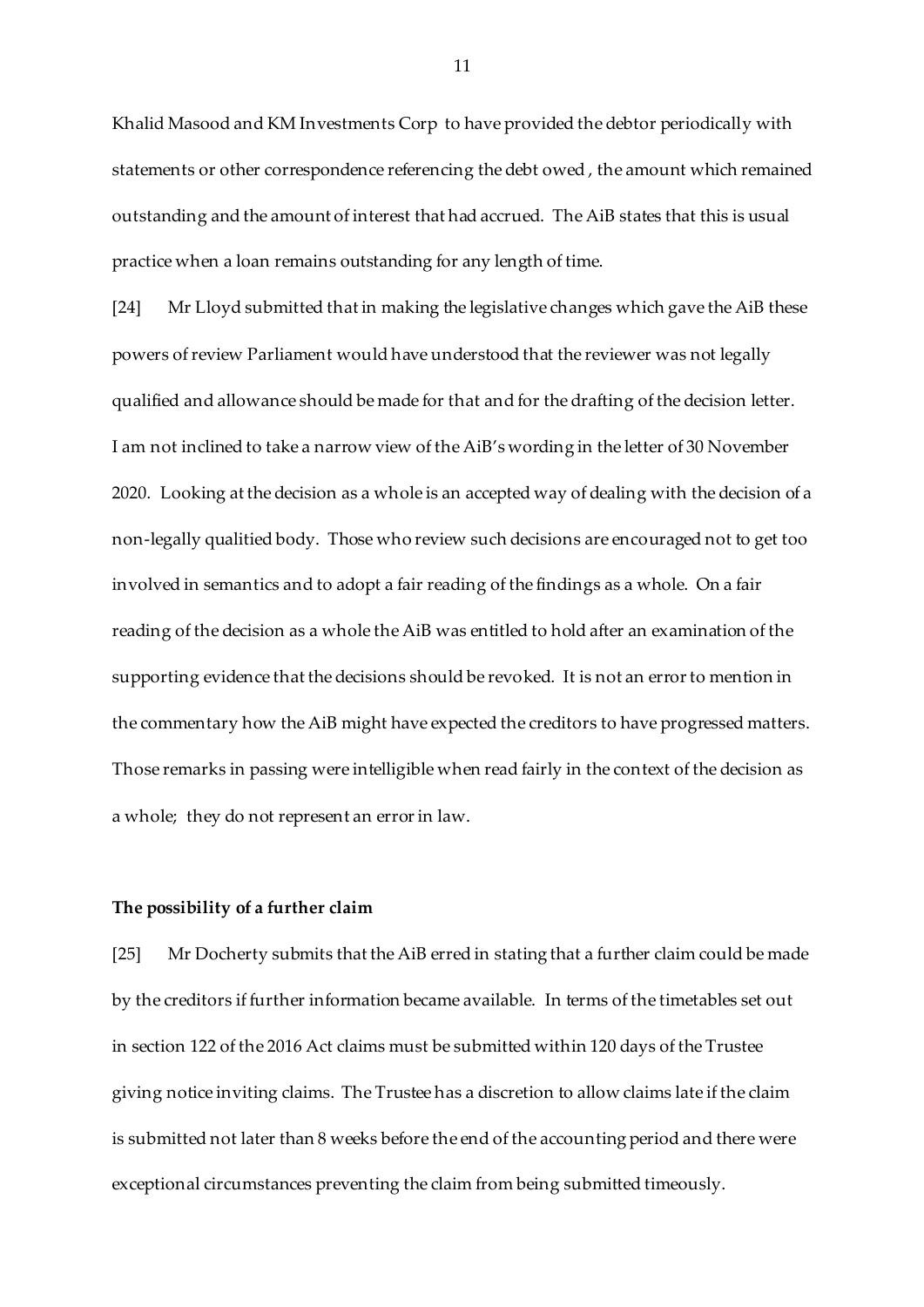Khalid Masood and KM Investments Corp to have provided the debtor periodically with statements or other correspondence referencing the debt owed , the amount which remained outstanding and the amount of interest that had accrued. The AiB states that this is usual practice when a loan remains outstanding for any length of time.

[24] Mr Lloyd submitted that in making the legislative changes which gave the AiB these powers of review Parliament would have understood that the reviewer was not legally qualified and allowance should be made for that and for the drafting of the decision letter. I am not inclined to take a narrow view of the AiB's wording in the letter of 30 November 2020. Looking at the decision as a whole is an accepted way of dealing with the decision of a non-legally qualitied body. Those who review such decisions are encouraged not to get too involved in semantics and to adopt a fair reading of the findings as a whole. On a fair reading of the decision as a whole the AiB was entitled to hold after an examination of the supporting evidence that the decisions should be revoked. It is not an error to mention in the commentary how the AiB might have expected the creditors to have progressed matters. Those remarks in passing were intelligible when read fairly in the context of the decision as a whole; they do not represent an error in law.

**The possibility of a further claim**

[25] Mr Docherty submits that the AiB erred in stating that a further claim could be made by the creditors if further information became available. In terms of the timetables set out in section 122 of the 2016 Act claims must be submitted within 120 days of the Trustee giving notice inviting claims. The Trustee has a discretion to allow claims late if the claim is submitted not later than 8 weeks before the end of the accounting period and there were exceptional circumstances preventing the claim from being submitted timeously.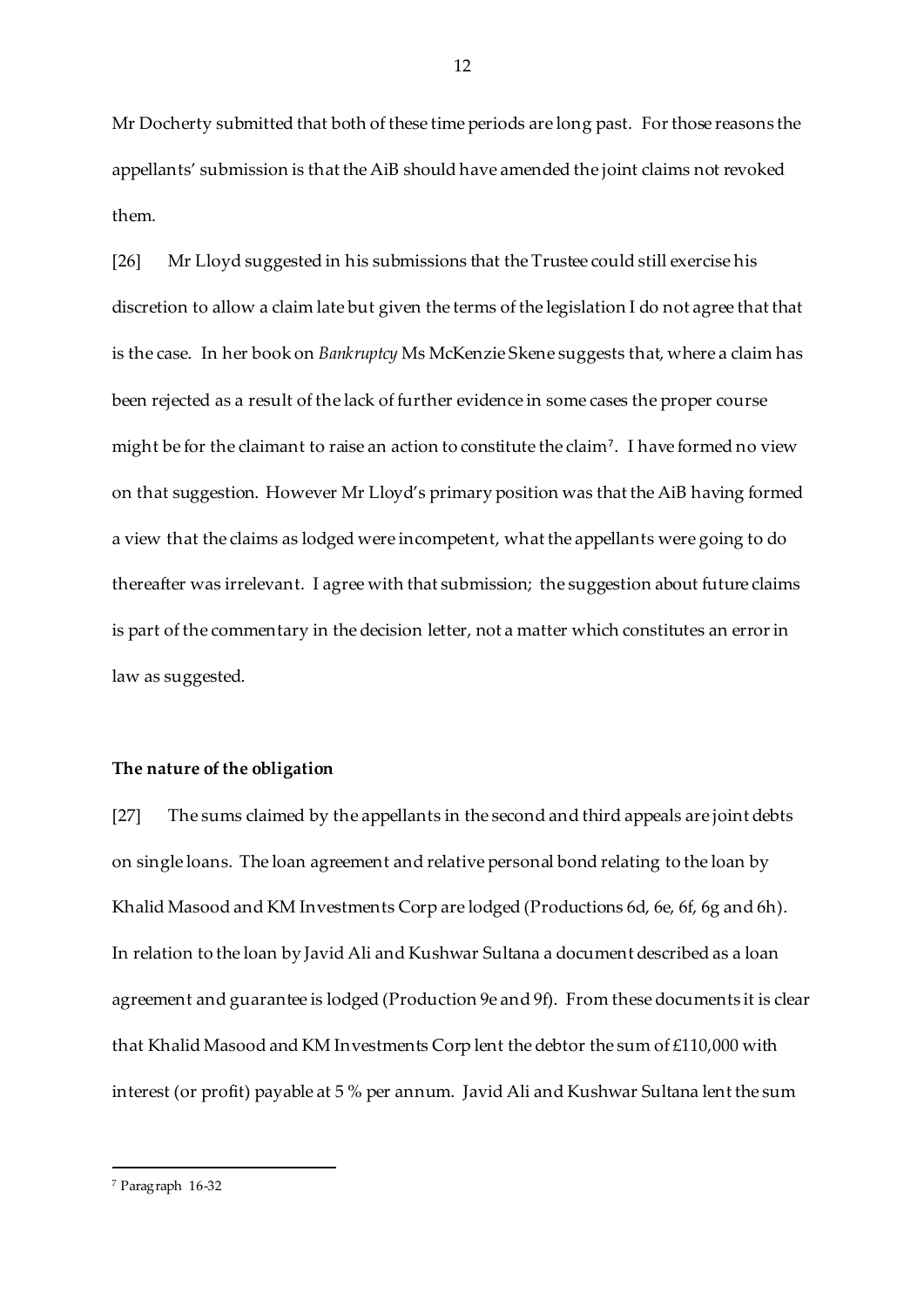Mr Docherty submitted that both of these time periods are long past. For those reasons the appellants' submission is that the AiB should have amended the joint claims not revoked them.

[26] Mr Lloyd suggested in his submissions that the Trustee could still exercise his discretion to allow a claim late but given the terms of the legislation I do not agree that that is the case. In her book on *Bankruptcy* Ms McKenzie Skene suggests that, where a claim has been rejected as a result of the lack of further evidence in some cases the proper course might be for the claimant to raise an action to constitute the claim[7]. I have formed no view on that suggestion. However Mr Lloyd's primary position was that the AiB having formed a view that the claims as lodged were incompetent, what the appellants were going to do thereafter was irrelevant. I agree with that submission; the suggestion about future claims is part of the commentary in the decision letter, not a matter which constitutes an error in law as suggested.

**The nature of the obligation**

[27] The sums claimed by the appellants in the second and third appeals are joint debts on single loans. The loan agreement and relative personal bond relating to the loan by Khalid Masood and KM Investments Corp are lodged (Productions 6d, 6e, 6f, 6g and 6h). In relation to the loan by Javid Ali and Kushwar Sultana a document described as a loan agreement and guarantee is lodged (Production 9e and 9f). From these documents it is clear that Khalid Masood and KM Investments Corp lent the debtor the sum of £110,000 with interest (or profit) payable at 5 % per annum. Javid Ali and Kushwar Sultana lent the sum

[7] Paragraph 16-32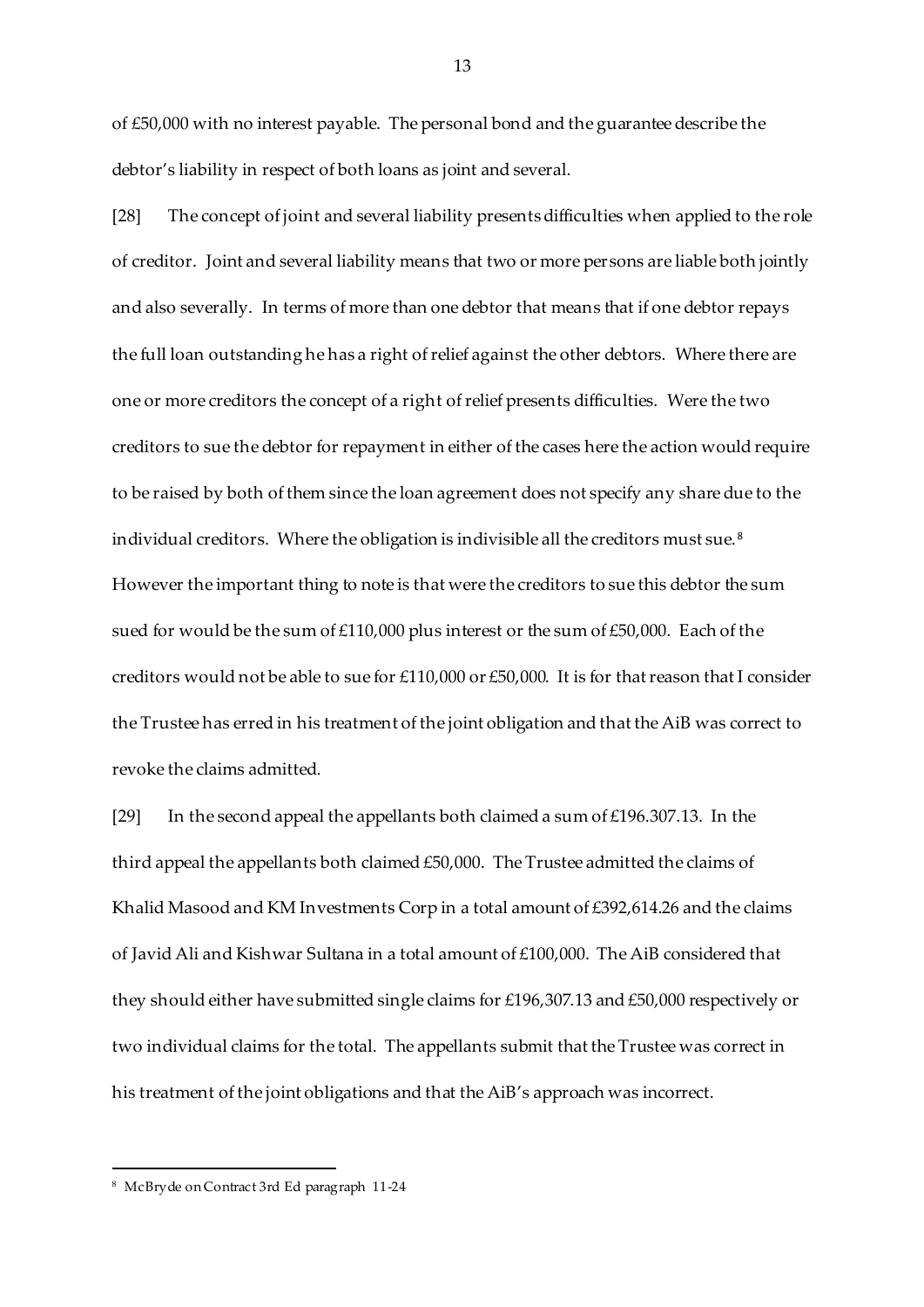of £50,000 with no interest payable. The personal bond and the guarantee describe the debtor's liability in respect of both loans as joint and several.

[28] The concept of joint and several liability presents difficulties when applied to the role of creditor. Joint and several liability means that two or more persons are liable both jointly and also severally. In terms of more than one debtor that means that if one debtor repays the full loan outstanding he has a right of relief against the other debtors. Where there are one or more creditors the concept of a right of relief presents difficulties. Were the two creditors to sue the debtor for repayment in either of the cases here the action would require to be raised by both of them since the loan agreement does not specify any share due to the individual creditors. Where the obligation is indivisible all the creditors must sue.[8] However the important thing to note is that were the creditors to sue this debtor the sum sued for would be the sum of £110,000 plus interest or the sum of £50,000. Each of the creditors would not be able to sue for £110,000 or £50,000. It is for that reason that I consider the Trustee has erred in his treatment of the joint obligation and that the AiB was correct to revoke the claims admitted.

[29] In the second appeal the appellants both claimed a sum of £196.307.13. In the third appeal the appellants both claimed £50,000. The Trustee admitted the claims of Khalid Masood and KM Investments Corp in a total amount of £392,614.26 and the claims of Javid Ali and Kishwar Sultana in a total amount of £100,000. The AiB considered that they should either have submitted single claims for £196,307.13 and £50,000 respectively or two individual claims for the total. The appellants submit that the Trustee was correct in his treatment of the joint obligations and that the AiB's approach was incorrect.

---

[8] McBryde on Contract 3rd Ed paragraph 11-24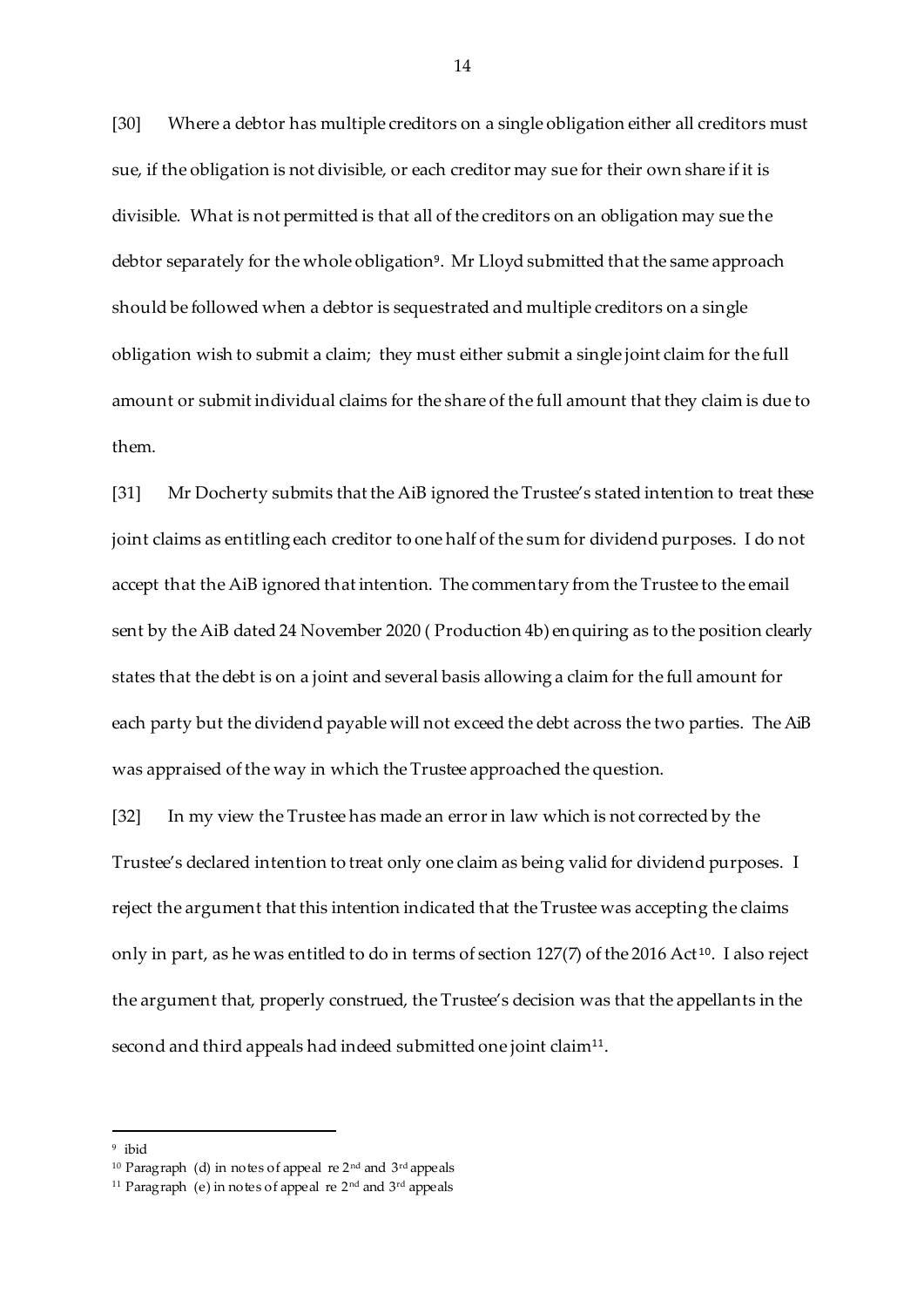[30] Where a debtor has multiple creditors on a single obligation either all creditors must sue, if the obligation is not divisible, or each creditor may sue for their own share if it is divisible. What is not permitted is that all of the creditors on an obligation may sue the debtor separately for the whole obligation[9]. Mr Lloyd submitted that the same approach should be followed when a debtor is sequestrated and multiple creditors on a single obligation wish to submit a claim; they must either submit a single joint claim for the full amount or submit individual claims for the share of the full amount that they claim is due to them.

[31] Mr Docherty submits that the AiB ignored the Trustee's stated intention to treat these joint claims as entitling each creditor to one half of the sum for dividend purposes. I do not accept that the AiB ignored that intention. The commentary from the Trustee to the email sent by the AiB dated 24 November 2020 ( Production 4b) enquiring as to the position clearly states that the debt is on a joint and several basis allowing a claim for the full amount for each party but the dividend payable will not exceed the debt across the two parties. The AiB was appraised of the way in which the Trustee approached the question.

[32] In my view the Trustee has made an error in law which is not corrected by the Trustee's declared intention to treat only one claim as being valid for dividend purposes. I reject the argument that this intention indicated that the Trustee was accepting the claims only in part, as he was entitled to do in terms of section 127(7) of the 2016 Act[10]. I also reject the argument that, properly construed, the Trustee's decision was that the appellants in the second and third appeals had indeed submitted one joint claim[11].

---

[9] ibid

[10] Paragraph (d) in notes of appeal re 2nd and 3rd appeals

[11] Paragraph (e) in notes of appeal re 2nd and 3rd appeals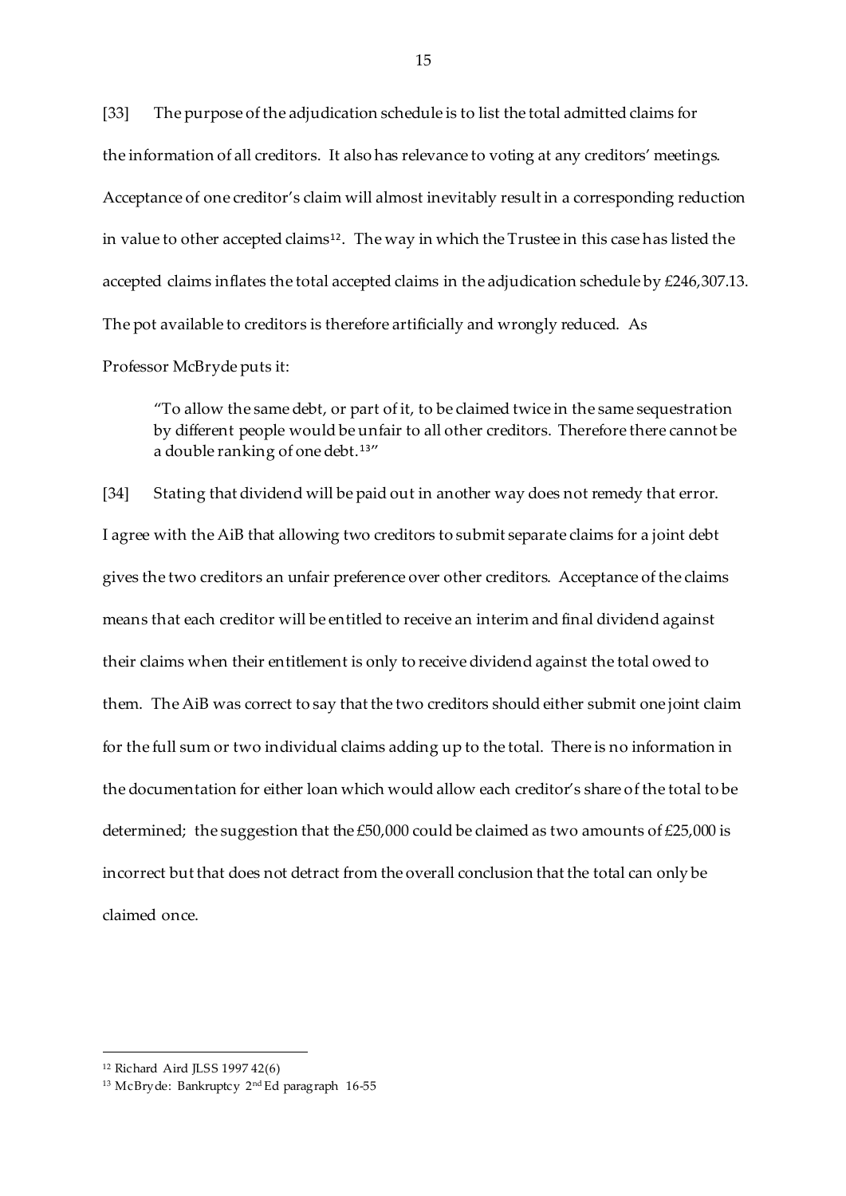[33] The purpose of the adjudication schedule is to list the total admitted claims for the information of all creditors. It also has relevance to voting at any creditors' meetings. Acceptance of one creditor's claim will almost inevitably result in a corresponding reduction in value to other accepted claims[12]. The way in which the Trustee in this case has listed the accepted claims inflates the total accepted claims in the adjudication schedule by £246,307.13. The pot available to creditors is therefore artificially and wrongly reduced. As Professor McBryde puts it:

> "To allow the same debt, or part of it, to be claimed twice in the same sequestration by different people would be unfair to all other creditors. Therefore there cannot be a double ranking of one debt.[13]"

[34] Stating that dividend will be paid out in another way does not remedy that error. I agree with the AiB that allowing two creditors to submit separate claims for a joint debt gives the two creditors an unfair preference over other creditors. Acceptance of the claims means that each creditor will be entitled to receive an interim and final dividend against their claims when their entitlement is only to receive dividend against the total owed to them. The AiB was correct to say that the two creditors should either submit one joint claim for the full sum or two individual claims adding up to the total. There is no information in the documentation for either loan which would allow each creditor's share of the total to be determined; the suggestion that the £50,000 could be claimed as two amounts of £25,000 is incorrect but that does not detract from the overall conclusion that the total can only be claimed once.

---

[12] Richard Aird JLSS 1997 42(6)

[13] McBryde: Bankruptcy 2nd Ed paragraph 16-55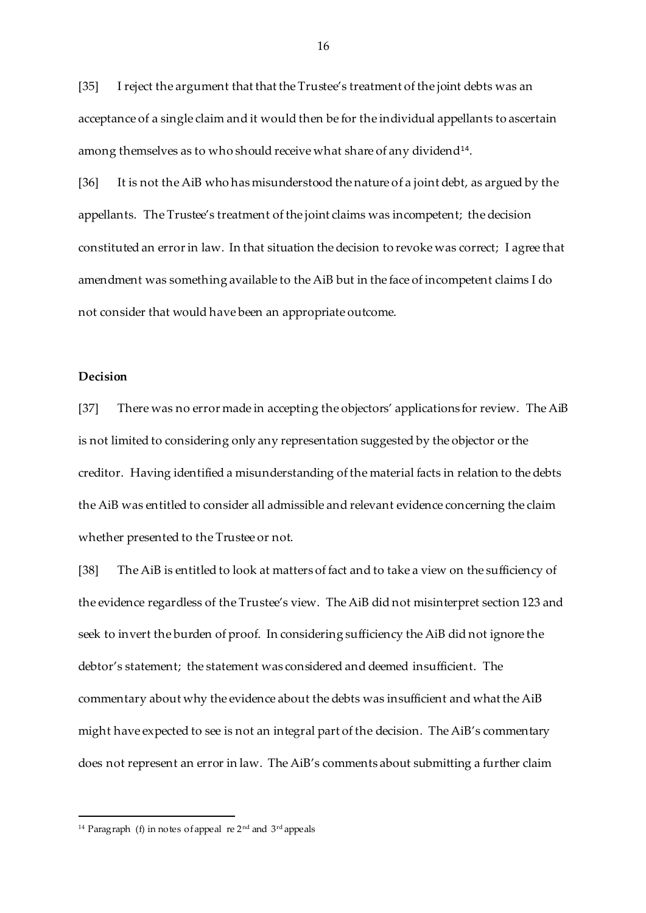[35] I reject the argument that that the Trustee's treatment of the joint debts was an acceptance of a single claim and it would then be for the individual appellants to ascertain among themselves as to who should receive what share of any dividend[14].

[36] It is not the AiB who has misunderstood the nature of a joint debt, as argued by the appellants. The Trustee's treatment of the joint claims was incompetent; the decision constituted an error in law. In that situation the decision to revoke was correct; I agree that amendment was something available to the AiB but in the face of incompetent claims I do not consider that would have been an appropriate outcome.

**Decision**

[37] There was no error made in accepting the objectors' applications for review. The AiB is not limited to considering only any representation suggested by the objector or the creditor. Having identified a misunderstanding of the material facts in relation to the debts the AiB was entitled to consider all admissible and relevant evidence concerning the claim whether presented to the Trustee or not.

[38] The AiB is entitled to look at matters of fact and to take a view on the sufficiency of the evidence regardless of the Trustee's view. The AiB did not misinterpret section 123 and seek to invert the burden of proof. In considering sufficiency the AiB did not ignore the debtor's statement; the statement was considered and deemed insufficient. The commentary about why the evidence about the debts was insufficient and what the AiB might have expected to see is not an integral part of the decision. The AiB's commentary does not represent an error in law. The AiB's comments about submitting a further claim

[14] Paragraph (f) in notes of appeal re 2nd and 3rd appeals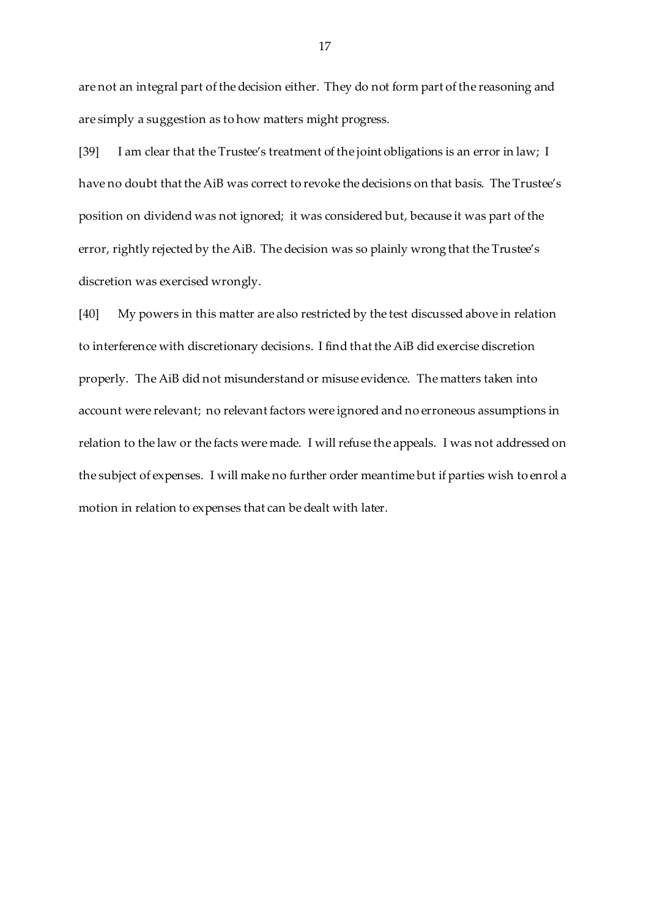are not an integral part of the decision either. They do not form part of the reasoning and are simply a suggestion as to how matters might progress.

[39] I am clear that the Trustee's treatment of the joint obligations is an error in law; I have no doubt that the AiB was correct to revoke the decisions on that basis. The Trustee's position on dividend was not ignored; it was considered but, because it was part of the error, rightly rejected by the AiB. The decision was so plainly wrong that the Trustee's discretion was exercised wrongly.

[40] My powers in this matter are also restricted by the test discussed above in relation to interference with discretionary decisions. I find that the AiB did exercise discretion properly. The AiB did not misunderstand or misuse evidence. The matters taken into account were relevant; no relevant factors were ignored and no erroneous assumptions in relation to the law or the facts were made. I will refuse the appeals. I was not addressed on the subject of expenses. I will make no further order meantime but if parties wish to enrol a motion in relation to expenses that can be dealt with later.